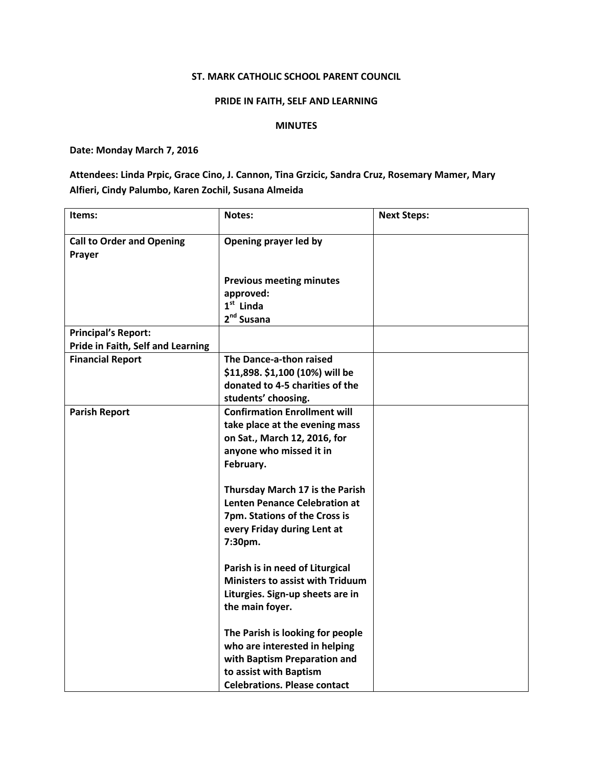**ST. MARK CATHOLIC SCHOOL PARENT COUNCIL**

**PRIDE IN FAITH, SELF AND LEARNING**

**MINUTES**

**Date: Monday March 7, 2016**

**Attendees: Linda Prpic, Grace Cino, J. Cannon, Tina Grzicic, Sandra Cruz, Rosemary Mamer, Mary Alfieri, Cindy Palumbo, Karen Zochil, Susana Almeida**

| Items: | Notes: | Next Steps: |
|---|---|---|
| Call to Order and Opening Prayer | Opening prayer led by<br><br>Previous meeting minutes approved:<br>1st Linda<br>2nd Susana | |
| Principal's Report:<br>Pride in Faith, Self and Learning | | |
| Financial Report | The Dance-a-thon raised $11,898. $1,100 (10%) will be donated to 4-5 charities of the students' choosing. | |
| Parish Report | Confirmation Enrollment will take place at the evening mass on Sat., March 12, 2016, for anyone who missed it in February.<br><br>Thursday March 17 is the Parish Lenten Penance Celebration at 7pm. Stations of the Cross is every Friday during Lent at 7:30pm.<br><br>Parish is in need of Liturgical Ministers to assist with Triduum Liturgies. Sign-up sheets are in the main foyer.<br><br>The Parish is looking for people who are interested in helping with Baptism Preparation and to assist with Baptism Celebrations. Please contact | |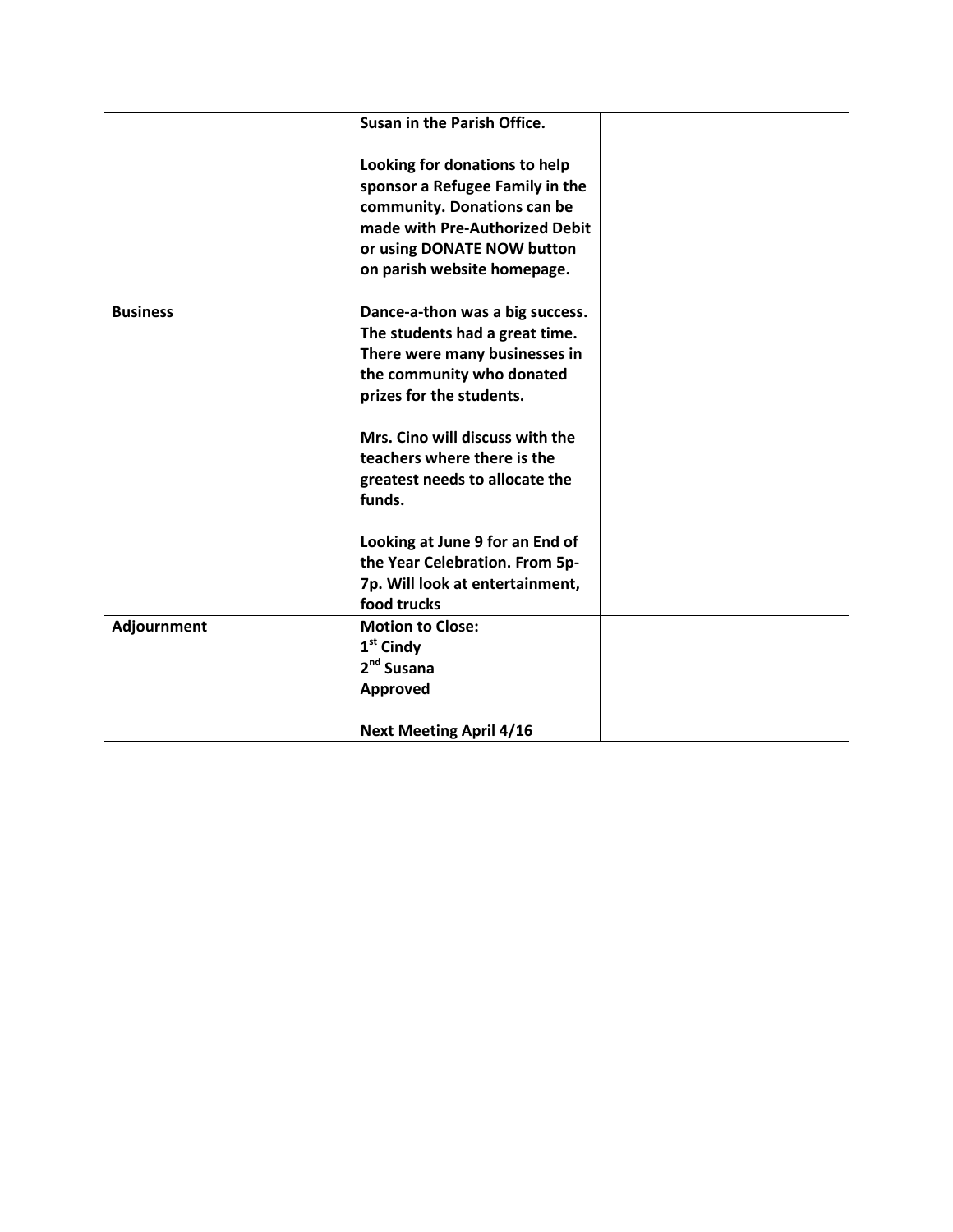| | | |
|---|---|---|
| | **Susan in the Parish Office.**<br><br>**Looking for donations to help sponsor a Refugee Family in the community. Donations can be made with Pre-Authorized Debit or using DONATE NOW button on parish website homepage.** | |
| **Business** | **Dance-a-thon was a big success. The students had a great time. There were many businesses in the community who donated prizes for the students.**<br><br>**Mrs. Cino will discuss with the teachers where there is the greatest needs to allocate the funds.**<br><br>**Looking at June 9 for an End of the Year Celebration. From 5p-7p. Will look at entertainment, food trucks** | |
| **Adjournment** | **Motion to Close:**<br>**1st Cindy**<br>**2nd Susana**<br>**Approved**<br><br>**Next Meeting April 4/16** | |